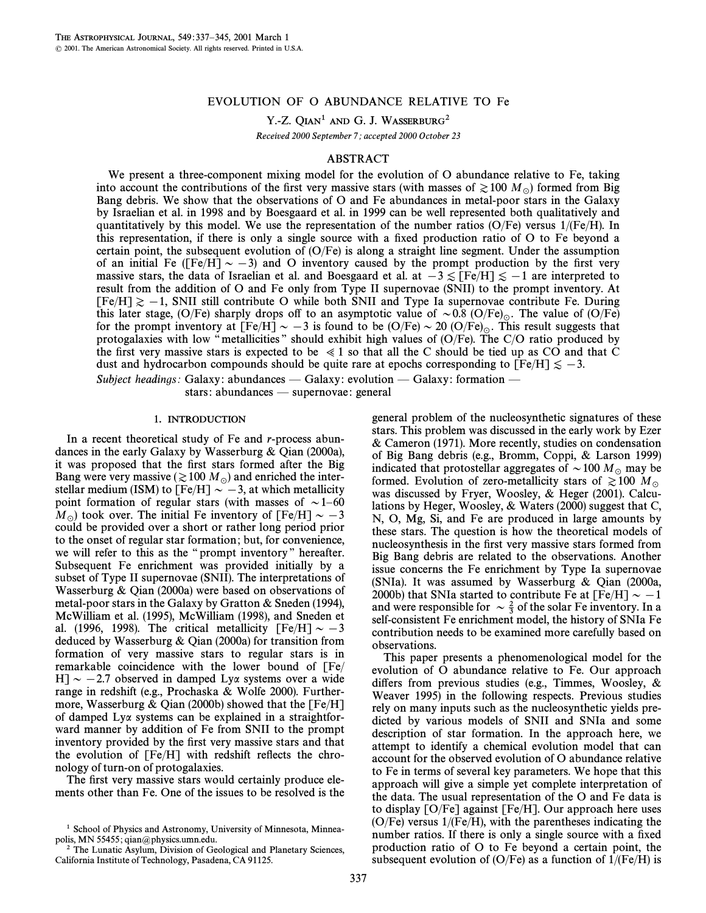# EVOLUTION OF O ABUNDANCE RELATIVE TO Fe

Y.-Z. QIAN[1] AND G. J. WASSERBURG[2]

*Received 2000 September 7; accepted 2000 October 23*

## ABSTRACT

We present a three-component mixing model for the evolution of O abundance relative to Fe, taking into account the contributions of the first very massive stars (with masses of $\gtrsim 100\ M_{\odot}$) formed from Big Bang debris. We show that the observations of O and Fe abundances in metal-poor stars in the Galaxy by Israelian et al. in 1998 and by Boesgaard et al. in 1999 can be well represented both qualitatively and quantitatively by this model. We use the representation of the number ratios (O/Fe) versus 1/(Fe/H). In this representation, if there is only a single source with a fixed production ratio of O to Fe beyond a certain point, the subsequent evolution of (O/Fe) is along a straight line segment. Under the assumption of an initial Fe ([Fe/H] $\sim -3$) and O inventory caused by the prompt production by the first very massive stars, the data of Israelian et al. and Boesgaard et al. at $-3 \lesssim$ [Fe/H] $\lesssim -1$ are interpreted to result from the addition of O and Fe only from Type II supernovae (SNII) to the prompt inventory. At [Fe/H] $\gtrsim -1$, SNII still contribute O while both SNII and Type Ia supernovae contribute Fe. During this later stage, (O/Fe) sharply drops off to an asymptotic value of $\sim 0.8$ (O/Fe)$_{\odot}$. The value of (O/Fe) for the prompt inventory at [Fe/H] $\sim -3$ is found to be (O/Fe) $\sim 20$ (O/Fe)$_{\odot}$. This result suggests that protogalaxies with low "metallicities" should exhibit high values of (O/Fe). The C/O ratio produced by the first very massive stars is expected to be $\ll 1$ so that all the C should be tied up as CO and that C dust and hydrocarbon compounds should be quite rare at epochs corresponding to [Fe/H] $\lesssim -3$.

*Subject headings:* Galaxy: abundances — Galaxy: evolution — Galaxy: formation — stars: abundances — supernovae: general

## 1. INTRODUCTION

In a recent theoretical study of Fe and *r*-process abundances in the early Galaxy by Wasserburg & Qian (2000a), it was proposed that the first stars formed after the Big Bang were very massive ($\gtrsim 100\ M_{\odot}$) and enriched the interstellar medium (ISM) to [Fe/H] $\sim -3$, at which metallicity point formation of regular stars (with masses of $\sim$1–60 $M_{\odot}$) took over. The initial Fe inventory of [Fe/H] $\sim -3$ could be provided over a short or rather long period prior to the onset of regular star formation; but, for convenience, we will refer to this as the "prompt inventory" hereafter. Subsequent Fe enrichment was provided initially by a subset of Type II supernovae (SNII). The interpretations of Wasserburg & Qian (2000a) were based on observations of metal-poor stars in the Galaxy by Gratton & Sneden (1994), McWilliam et al. (1995), McWilliam (1998), and Sneden et al. (1996, 1998). The critical metallicity [Fe/H] $\sim -3$ deduced by Wasserburg & Qian (2000a) for transition from formation of very massive stars to regular stars is in remarkable coincidence with the lower bound of [Fe/H] $\sim -2.7$ observed in damped Ly$\alpha$ systems over a wide range in redshift (e.g., Prochaska & Wolfe 2000). Furthermore, Wasserburg & Qian (2000b) showed that the [Fe/H] of damped Ly$\alpha$ systems can be explained in a straightforward manner by addition of Fe from SNII to the prompt inventory provided by the first very massive stars and that the evolution of [Fe/H] with redshift reflects the chronology of turn-on of protogalaxies.

The first very massive stars would certainly produce elements other than Fe. One of the issues to be resolved is the general problem of the nucleosynthetic signatures of these stars. This problem was discussed in the early work by Ezer & Cameron (1971). More recently, studies on condensation of Big Bang debris (e.g., Bromm, Coppi, & Larson 1999) indicated that protostellar aggregates of $\sim 100\ M_{\odot}$ may be formed. Evolution of zero-metallicity stars of $\gtrsim 100\ M_{\odot}$ was discussed by Fryer, Woosley, & Heger (2001). Calculations by Heger, Woosley, & Waters (2000) suggest that C, N, O, Mg, Si, and Fe are produced in large amounts by these stars. The question is how the theoretical models of nucleosynthesis in the first very massive stars formed from Big Bang debris are related to the observations. Another issue concerns the Fe enrichment by Type Ia supernovae (SNIa). It was assumed by Wasserburg & Qian (2000a, 2000b) that SNIa started to contribute Fe at [Fe/H] $\sim -1$ and were responsible for $\sim \frac{2}{3}$ of the solar Fe inventory. In a self-consistent Fe enrichment model, the history of SNIa Fe contribution needs to be examined more carefully based on observations.

This paper presents a phenomenological model for the evolution of O abundance relative to Fe. Our approach differs from previous studies (e.g., Timmes, Woosley, & Weaver 1995) in the following respects. Previous studies rely on many inputs such as the nucleosynthetic yields predicted by various models of SNII and SNIa and some description of star formation. In the approach here, we attempt to identify a chemical evolution model that can account for the observed evolution of O abundance relative to Fe in terms of several key parameters. We hope that this approach will give a simple yet complete interpretation of the data. The usual representation of the O and Fe data is to display [O/Fe] against [Fe/H]. Our approach here uses (O/Fe) versus 1/(Fe/H), with the parentheses indicating the number ratios. If there is only a single source with a fixed production ratio of O to Fe beyond a certain point, the subsequent evolution of (O/Fe) as a function of 1/(Fe/H) is

---

[1] School of Physics and Astronomy, University of Minnesota, Minneapolis, MN 55455; qian@physics.umn.edu.

[2] The Lunatic Asylum, Division of Geological and Planetary Sciences, California Institute of Technology, Pasadena, CA 91125.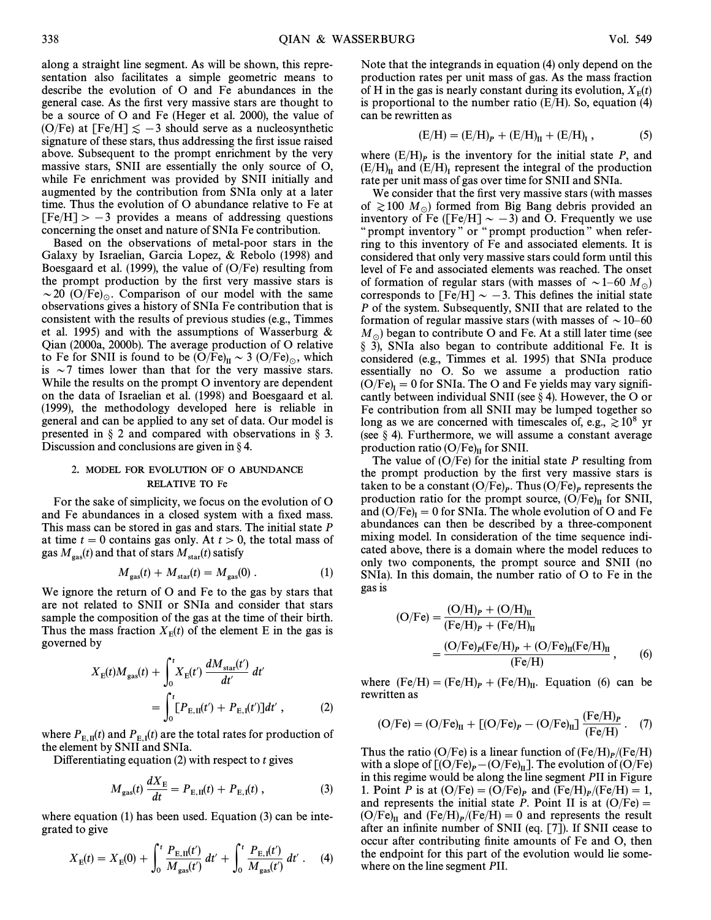along a straight line segment. As will be shown, this representation also facilitates a simple geometric means to describe the evolution of O and Fe abundances in the general case. As the first very massive stars are thought to be a source of O and Fe (Heger et al. 2000), the value of (O/Fe) at $[\mathrm{Fe/H}] \lesssim -3$ should serve as a nucleosynthetic signature of these stars, thus addressing the first issue raised above. Subsequent to the prompt enrichment by the very massive stars, SNII are essentially the only source of O, while Fe enrichment was provided by SNII initially and augmented by the contribution from SNIa only at a later time. Thus the evolution of O abundance relative to Fe at $[\mathrm{Fe/H}] > -3$ provides a means of addressing questions concerning the onset and nature of SNIa Fe contribution.

Based on the observations of metal-poor stars in the Galaxy by Israelian, Garcia Lopez, & Rebolo (1998) and Boesgaard et al. (1999), the value of (O/Fe) resulting from the prompt production by the first very massive stars is $\sim 20\ (\mathrm{O/Fe})_\odot$. Comparison of our model with the same observations gives a history of SNIa Fe contribution that is consistent with the results of previous studies (e.g., Timmes et al. 1995) and with the assumptions of Wasserburg & Qian (2000a, 2000b). The average production of O relative to Fe for SNII is found to be $(\mathrm{O/Fe})_{\mathrm{II}} \sim 3\ (\mathrm{O/Fe})_\odot$, which is $\sim 7$ times lower than that for the very massive stars. While the results on the prompt O inventory are dependent on the data of Israelian et al. (1998) and Boesgaard et al. (1999), the methodology developed here is reliable in general and can be applied to any set of data. Our model is presented in § 2 and compared with observations in § 3. Discussion and conclusions are given in § 4.

## 2. MODEL FOR EVOLUTION OF O ABUNDANCE RELATIVE TO Fe

For the sake of simplicity, we focus on the evolution of O and Fe abundances in a closed system with a fixed mass. This mass can be stored in gas and stars. The initial state $P$ at time $t = 0$ contains gas only. At $t > 0$, the total mass of gas $M_{\mathrm{gas}}(t)$ and that of stars $M_{\mathrm{star}}(t)$ satisfy

$$M_{\mathrm{gas}}(t) + M_{\mathrm{star}}(t) = M_{\mathrm{gas}}(0)\ . \tag{1}$$

We ignore the return of O and Fe to the gas by stars that are not related to SNII or SNIa and consider that stars sample the composition of the gas at the time of their birth. Thus the mass fraction $X_{\mathrm{E}}(t)$ of the element E in the gas is governed by

$$X_{\mathrm{E}}(t)M_{\mathrm{gas}}(t) + \int_0^t X_{\mathrm{E}}(t')\frac{dM_{\mathrm{star}}(t')}{dt'}\,dt' = \int_0^t [P_{\mathrm{E,II}}(t') + P_{\mathrm{E,I}}(t')]dt'\ , \tag{2}$$

where $P_{\mathrm{E,II}}(t)$ and $P_{\mathrm{E,I}}(t)$ are the total rates for production of the element by SNII and SNIa.

Differentiating equation (2) with respect to $t$ gives

$$M_{\mathrm{gas}}(t)\frac{dX_{\mathrm{E}}}{dt} = P_{\mathrm{E,II}}(t) + P_{\mathrm{E,I}}(t)\ , \tag{3}$$

where equation (1) has been used. Equation (3) can be integrated to give

$$X_{\mathrm{E}}(t) = X_{\mathrm{E}}(0) + \int_0^t \frac{P_{\mathrm{E,II}}(t')}{M_{\mathrm{gas}}(t')}\,dt' + \int_0^t \frac{P_{\mathrm{E,I}}(t')}{M_{\mathrm{gas}}(t')}\,dt'\ . \tag{4}$$

Note that the integrands in equation (4) only depend on the production rates per unit mass of gas. As the mass fraction of H in the gas is nearly constant during its evolution, $X_{\mathrm{E}}(t)$ is proportional to the number ratio (E/H). So, equation (4) can be rewritten as

$$(\mathrm{E/H}) = (\mathrm{E/H})_P + (\mathrm{E/H})_{\mathrm{II}} + (\mathrm{E/H})_{\mathrm{I}}\ , \tag{5}$$

where $(\mathrm{E/H})_P$ is the inventory for the initial state $P$, and $(\mathrm{E/H})_{\mathrm{II}}$ and $(\mathrm{E/H})_{\mathrm{I}}$ represent the integral of the production rate per unit mass of gas over time for SNII and SNIa.

We consider that the first very massive stars (with masses of $\gtrsim 100\ M_\odot$) formed from Big Bang debris provided an inventory of Fe ($[\mathrm{Fe/H}] \sim -3$) and O. Frequently we use "prompt inventory" or "prompt production" when referring to this inventory of Fe and associated elements. It is considered that only very massive stars could form until this level of Fe and associated elements was reached. The onset of formation of regular stars (with masses of $\sim 1$–$60\ M_\odot$) corresponds to $[\mathrm{Fe/H}] \sim -3$. This defines the initial state $P$ of the system. Subsequently, SNII that are related to the formation of regular massive stars (with masses of $\sim 10$–$60\ M_\odot$) began to contribute O and Fe. At a still later time (see § 3), SNIa also began to contribute additional Fe. It is considered (e.g., Timmes et al. 1995) that SNIa produce essentially no O. So we assume a production ratio $(\mathrm{O/Fe})_{\mathrm{I}} = 0$ for SNIa. The O and Fe yields may vary significantly between individual SNII (see § 4). However, the O or Fe contribution from all SNII may be lumped together so long as we are concerned with timescales of, e.g., $\gtrsim 10^8$ yr (see § 4). Furthermore, we will assume a constant average production ratio $(\mathrm{O/Fe})_{\mathrm{II}}$ for SNII.

The value of (O/Fe) for the initial state $P$ resulting from the prompt production by the first very massive stars is taken to be a constant $(\mathrm{O/Fe})_P$. Thus $(\mathrm{O/Fe})_P$ represents the production ratio for the prompt source, $(\mathrm{O/Fe})_{\mathrm{II}}$ for SNII, and $(\mathrm{O/Fe})_{\mathrm{I}} = 0$ for SNIa. The whole evolution of O and Fe abundances can then be described by a three-component mixing model. In consideration of the time sequence indicated above, there is a domain where the model reduces to only two components, the prompt source and SNII (no SNIa). In this domain, the number ratio of O to Fe in the gas is

$$(\mathrm{O/Fe}) = \frac{(\mathrm{O/H})_P + (\mathrm{O/H})_{\mathrm{II}}}{(\mathrm{Fe/H})_P + (\mathrm{Fe/H})_{\mathrm{II}}} = \frac{(\mathrm{O/Fe})_P(\mathrm{Fe/H})_P + (\mathrm{O/Fe})_{\mathrm{II}}(\mathrm{Fe/H})_{\mathrm{II}}}{(\mathrm{Fe/H})}\ , \tag{6}$$

where $(\mathrm{Fe/H}) = (\mathrm{Fe/H})_P + (\mathrm{Fe/H})_{\mathrm{II}}$. Equation (6) can be rewritten as

$$(\mathrm{O/Fe}) = (\mathrm{O/Fe})_{\mathrm{II}} + [(\mathrm{O/Fe})_P - (\mathrm{O/Fe})_{\mathrm{II}}]\frac{(\mathrm{Fe/H})_P}{(\mathrm{Fe/H})}\ . \tag{7}$$

Thus the ratio (O/Fe) is a linear function of $(\mathrm{Fe/H})_P/(\mathrm{Fe/H})$ with a slope of $[(\mathrm{O/Fe})_P - (\mathrm{O/Fe})_{\mathrm{II}}]$. The evolution of (O/Fe) in this regime would be along the line segment $P$II in Figure 1. Point $P$ is at $(\mathrm{O/Fe}) = (\mathrm{O/Fe})_P$ and $(\mathrm{Fe/H})_P/(\mathrm{Fe/H}) = 1$, and represents the initial state $P$. Point II is at $(\mathrm{O/Fe}) = (\mathrm{O/Fe})_{\mathrm{II}}$ and $(\mathrm{Fe/H})_P/(\mathrm{Fe/H}) = 0$ and represents the result after an infinite number of SNII (eq. [7]). If SNII cease to occur after contributing finite amounts of Fe and O, then the endpoint for this part of the evolution would lie somewhere on the line segment $P$II.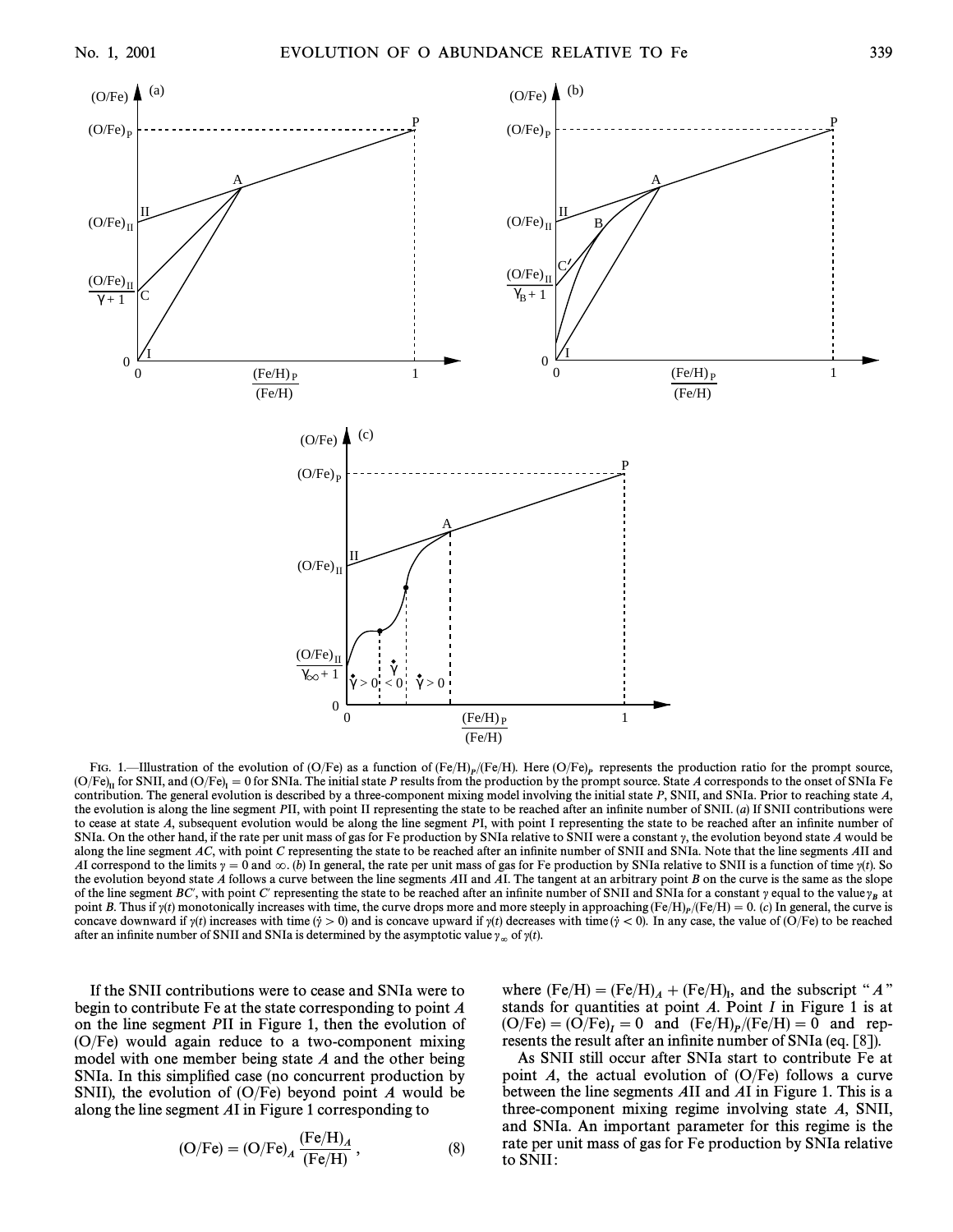FIG. 1.—Illustration of the evolution of (O/Fe) as a function of $(\mathrm{Fe/H})_P/(\mathrm{Fe/H})$. Here $(\mathrm{O/Fe})_P$ represents the production ratio for the prompt source, $(\mathrm{O/Fe})_{\mathrm{II}}$ for SNII, and $(\mathrm{O/Fe})_{\mathrm{I}} = 0$ for SNIa. The initial state P results from the production by the prompt source. State A corresponds to the onset of SNIa Fe contribution. The general evolution is described by a three-component mixing model involving the initial state P, SNII, and SNIa. Prior to reaching state A, the evolution is along the line segment PII, with point II representing the state to be reached after an infinite number of SNII. (a) If SNII contributions were to cease at state A, subsequent evolution would be along the line segment PI, with point I representing the state to be reached after an infinite number of SNIa. On the other hand, if the rate per unit mass of gas for Fe production by SNIa relative to SNII were a constant $\gamma$, the evolution beyond state A would be along the line segment AC, with point C representing the state to be reached after an infinite number of SNII and SNIa. Note that the line segments AII and AI correspond to the limits $\gamma = 0$ and $\infty$. (b) In general, the rate per unit mass of gas for Fe production by SNIa relative to SNII is a function of time $\gamma(t)$. So the evolution beyond state A follows a curve between the line segments AII and AI. The tangent at an arbitrary point B on the curve is the same as the slope of the line segment BC′, with point C′ representing the state to be reached after an infinite number of SNII and SNIa for a constant $\gamma$ equal to the value $\gamma_B$ at point B. Thus if $\gamma(t)$ monotonically increases with time, the curve drops more and more steeply in approaching $(\mathrm{Fe/H})_P/(\mathrm{Fe/H}) = 0$. (c) In general, the curve is concave downward if $\gamma(t)$ increases with time ($\dot{\gamma} > 0$) and is concave upward if $\gamma(t)$ decreases with time ($\dot{\gamma} < 0$). In any case, the value of (O/Fe) to be reached after an infinite number of SNII and SNIa is determined by the asymptotic value $\gamma_\infty$ of $\gamma(t)$.

If the SNII contributions were to cease and SNIa were to begin to contribute Fe at the state corresponding to point A on the line segment PII in Figure 1, then the evolution of (O/Fe) would again reduce to a two-component mixing model with one member being state A and the other being SNIa. In this simplified case (no concurrent production by SNII), the evolution of (O/Fe) beyond point A would be along the line segment AI in Figure 1 corresponding to

$$(\mathrm{O/Fe}) = (\mathrm{O/Fe})_A \frac{(\mathrm{Fe/H})_A}{(\mathrm{Fe/H})}, \tag{8}$$

where $(\mathrm{Fe/H}) = (\mathrm{Fe/H})_A + (\mathrm{Fe/H})_{\mathrm{I}}$, and the subscript "A" stands for quantities at point A. Point I in Figure 1 is at $(\mathrm{O/Fe}) = (\mathrm{O/Fe})_I = 0$ and $(\mathrm{Fe/H})_P/(\mathrm{Fe/H}) = 0$ and represents the result after an infinite number of SNIa (eq. [8]).

As SNII still occur after SNIa start to contribute Fe at point A, the actual evolution of (O/Fe) follows a curve between the line segments AII and AI in Figure 1. This is a three-component mixing regime involving state A, SNII, and SNIa. An important parameter for this regime is the rate per unit mass of gas for Fe production by SNIa relative to SNII: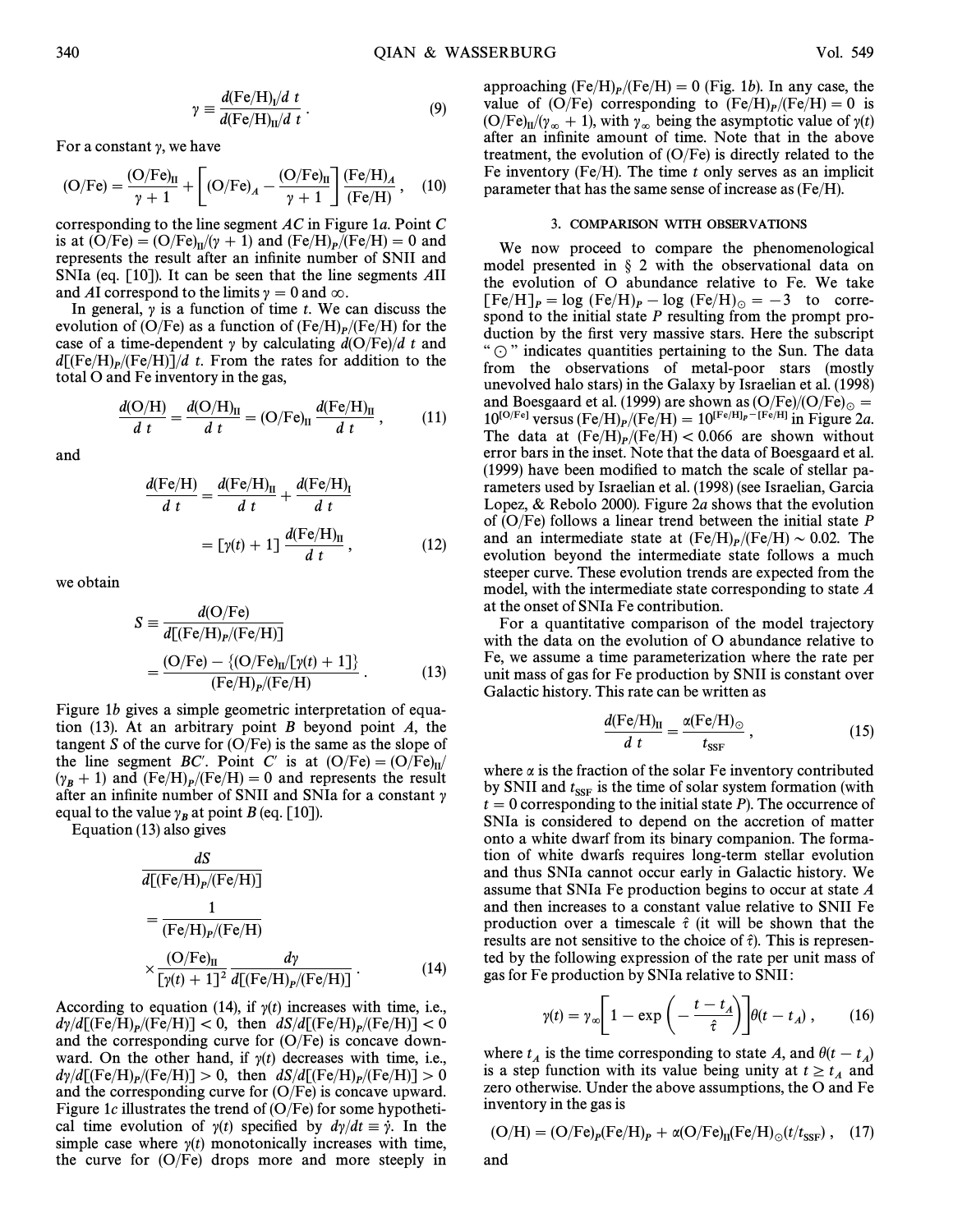$$\gamma \equiv \frac{d(\mathrm{Fe/H})_{\mathrm{I}}/d\,t}{d(\mathrm{Fe/H})_{\mathrm{II}}/d\,t} . \tag{9}$$

For a constant $\gamma$, we have

$$(\mathrm{O/Fe}) = \frac{(\mathrm{O/Fe})_{\mathrm{II}}}{\gamma + 1} + \left[ (\mathrm{O/Fe})_A - \frac{(\mathrm{O/Fe})_{\mathrm{II}}}{\gamma + 1} \right] \frac{(\mathrm{Fe/H})_A}{(\mathrm{Fe/H})} , \tag{10}$$

corresponding to the line segment $AC$ in Figure 1*a*. Point $C$ is at $(\mathrm{O/Fe}) = (\mathrm{O/Fe})_{\mathrm{II}}/(\gamma + 1)$ and $(\mathrm{Fe/H})_P/(\mathrm{Fe/H}) = 0$ and represents the result after an infinite number of SNII and SNIa (eq. [10]). It can be seen that the line segments $A$II and $A$I correspond to the limits $\gamma = 0$ and $\infty$.

In general, $\gamma$ is a function of time $t$. We can discuss the evolution of (O/Fe) as a function of $(\mathrm{Fe/H})_P/(\mathrm{Fe/H})$ for the case of a time-dependent $\gamma$ by calculating $d(\mathrm{O/Fe})/d\,t$ and $d[(\mathrm{Fe/H})_P/(\mathrm{Fe/H})]/d\,t$. From the rates for addition to the total O and Fe inventory in the gas,

$$\frac{d(\mathrm{O/H})}{d\,t} = \frac{d(\mathrm{O/H})_{\mathrm{II}}}{d\,t} = (\mathrm{O/Fe})_{\mathrm{II}} \frac{d(\mathrm{Fe/H})_{\mathrm{II}}}{d\,t} , \tag{11}$$

and

$$\frac{d(\mathrm{Fe/H})}{d\,t} = \frac{d(\mathrm{Fe/H})_{\mathrm{II}}}{d\,t} + \frac{d(\mathrm{Fe/H})_{\mathrm{I}}}{d\,t} = [\gamma(t) + 1] \frac{d(\mathrm{Fe/H})_{\mathrm{II}}}{d\,t} , \tag{12}$$

we obtain

$$S \equiv \frac{d(\mathrm{O/Fe})}{d[(\mathrm{Fe/H})_P/(\mathrm{Fe/H})]} = \frac{(\mathrm{O/Fe}) - \{(\mathrm{O/Fe})_{\mathrm{II}}/[\gamma(t) + 1]\}}{(\mathrm{Fe/H})_P/(\mathrm{Fe/H})} . \tag{13}$$

Figure 1*b* gives a simple geometric interpretation of equation (13). At an arbitrary point $B$ beyond point $A$, the tangent $S$ of the curve for (O/Fe) is the same as the slope of the line segment $BC'$. Point $C'$ is at $(\mathrm{O/Fe}) = (\mathrm{O/Fe})_{\mathrm{II}}/(\gamma_B + 1)$ and $(\mathrm{Fe/H})_P/(\mathrm{Fe/H}) = 0$ and represents the result after an infinite number of SNII and SNIa for a constant $\gamma$ equal to the value $\gamma_B$ at point $B$ (eq. [10]).

Equation (13) also gives

$$\frac{dS}{d[(\mathrm{Fe/H})_P/(\mathrm{Fe/H})]} = \frac{1}{(\mathrm{Fe/H})_P/(\mathrm{Fe/H})} \times \frac{(\mathrm{O/Fe})_{\mathrm{II}}}{[\gamma(t) + 1]^2} \frac{d\gamma}{d[(\mathrm{Fe/H})_P/(\mathrm{Fe/H})]} . \tag{14}$$

According to equation (14), if $\gamma(t)$ increases with time, i.e., $d\gamma/d[(\mathrm{Fe/H})_P/(\mathrm{Fe/H})] < 0$, then $dS/d[(\mathrm{Fe/H})_P/(\mathrm{Fe/H})] < 0$ and the corresponding curve for (O/Fe) is concave downward. On the other hand, if $\gamma(t)$ decreases with time, i.e., $d\gamma/d[(\mathrm{Fe/H})_P/(\mathrm{Fe/H})] > 0$, then $dS/d[(\mathrm{Fe/H})_P/(\mathrm{Fe/H})] > 0$ and the corresponding curve for (O/Fe) is concave upward. Figure 1*c* illustrates the trend of (O/Fe) for some hypothetical time evolution of $\gamma(t)$ specified by $d\gamma/dt \equiv \dot{\gamma}$. In the simple case where $\gamma(t)$ monotonically increases with time, the curve for (O/Fe) drops more and more steeply in approaching $(\mathrm{Fe/H})_P/(\mathrm{Fe/H}) = 0$ (Fig. 1*b*). In any case, the value of (O/Fe) corresponding to $(\mathrm{Fe/H})_P/(\mathrm{Fe/H}) = 0$ is $(\mathrm{O/Fe})_{\mathrm{II}}/(\gamma_\infty + 1)$, with $\gamma_\infty$ being the asymptotic value of $\gamma(t)$ after an infinite amount of time. Note that in the above treatment, the evolution of (O/Fe) is directly related to the Fe inventory (Fe/H). The time $t$ only serves as an implicit parameter that has the same sense of increase as (Fe/H).

## 3. COMPARISON WITH OBSERVATIONS

We now proceed to compare the phenomenological model presented in § 2 with the observational data on the evolution of O abundance relative to Fe. We take $[\mathrm{Fe/H}]_P = \log{(\mathrm{Fe/H})_P} - \log{(\mathrm{Fe/H})_\odot} = -3$ to correspond to the initial state $P$ resulting from the prompt production by the first very massive stars. Here the subscript "$\odot$" indicates quantities pertaining to the Sun. The data from the observations of metal-poor stars (mostly unevolved halo stars) in the Galaxy by Israelian et al. (1998) and Boesgaard et al. (1999) are shown as $(\mathrm{O/Fe})/(\mathrm{O/Fe})_\odot = 10^{[\mathrm{O/Fe}]}$ versus $(\mathrm{Fe/H})_P/(\mathrm{Fe/H}) = 10^{[\mathrm{Fe/H}]_P - [\mathrm{Fe/H}]}$ in Figure 2*a*. The data at $(\mathrm{Fe/H})_P/(\mathrm{Fe/H}) < 0.066$ are shown without error bars in the inset. Note that the data of Boesgaard et al. (1999) have been modified to match the scale of stellar parameters used by Israelian et al. (1998) (see Israelian, Garcia Lopez, & Rebolo 2000). Figure 2*a* shows that the evolution of (O/Fe) follows a linear trend between the initial state $P$ and an intermediate state at $(\mathrm{Fe/H})_P/(\mathrm{Fe/H}) \sim 0.02$. The evolution beyond the intermediate state follows a much steeper curve. These evolution trends are expected from the model, with the intermediate state corresponding to state $A$ at the onset of SNIa Fe contribution.

For a quantitative comparison of the model trajectory with the data on the evolution of O abundance relative to Fe, we assume a time parameterization where the rate per unit mass of gas for Fe production by SNII is constant over Galactic history. This rate can be written as

$$\frac{d(\mathrm{Fe/H})_{\mathrm{II}}}{d\,t} = \frac{\alpha(\mathrm{Fe/H})_\odot}{t_{\mathrm{SSF}}} , \tag{15}$$

where $\alpha$ is the fraction of the solar Fe inventory contributed by SNII and $t_{\mathrm{SSF}}$ is the time of solar system formation (with $t = 0$ corresponding to the initial state $P$). The occurrence of SNIa is considered to depend on the accretion of matter onto a white dwarf from its binary companion. The formation of white dwarfs requires long-term stellar evolution and thus SNIa cannot occur early in Galactic history. We assume that SNIa Fe production begins to occur at state $A$ and then increases to a constant value relative to SNII Fe production over a timescale $\hat{\tau}$ (it will be shown that the results are not sensitive to the choice of $\hat{\tau}$). This is represented by the following expression of the rate per unit mass of gas for Fe production by SNIa relative to SNII:

$$\gamma(t) = \gamma_\infty \left[ 1 - \exp\left( -\frac{t - t_A}{\hat{\tau}} \right) \right] \theta(t - t_A) , \tag{16}$$

where $t_A$ is the time corresponding to state $A$, and $\theta(t - t_A)$ is a step function with its value being unity at $t \geq t_A$ and zero otherwise. Under the above assumptions, the O and Fe inventory in the gas is

$$(\mathrm{O/H}) = (\mathrm{O/Fe})_P(\mathrm{Fe/H})_P + \alpha(\mathrm{O/Fe})_{\mathrm{II}}(\mathrm{Fe/H})_\odot(t/t_{\mathrm{SSF}}) , \tag{17}$$

and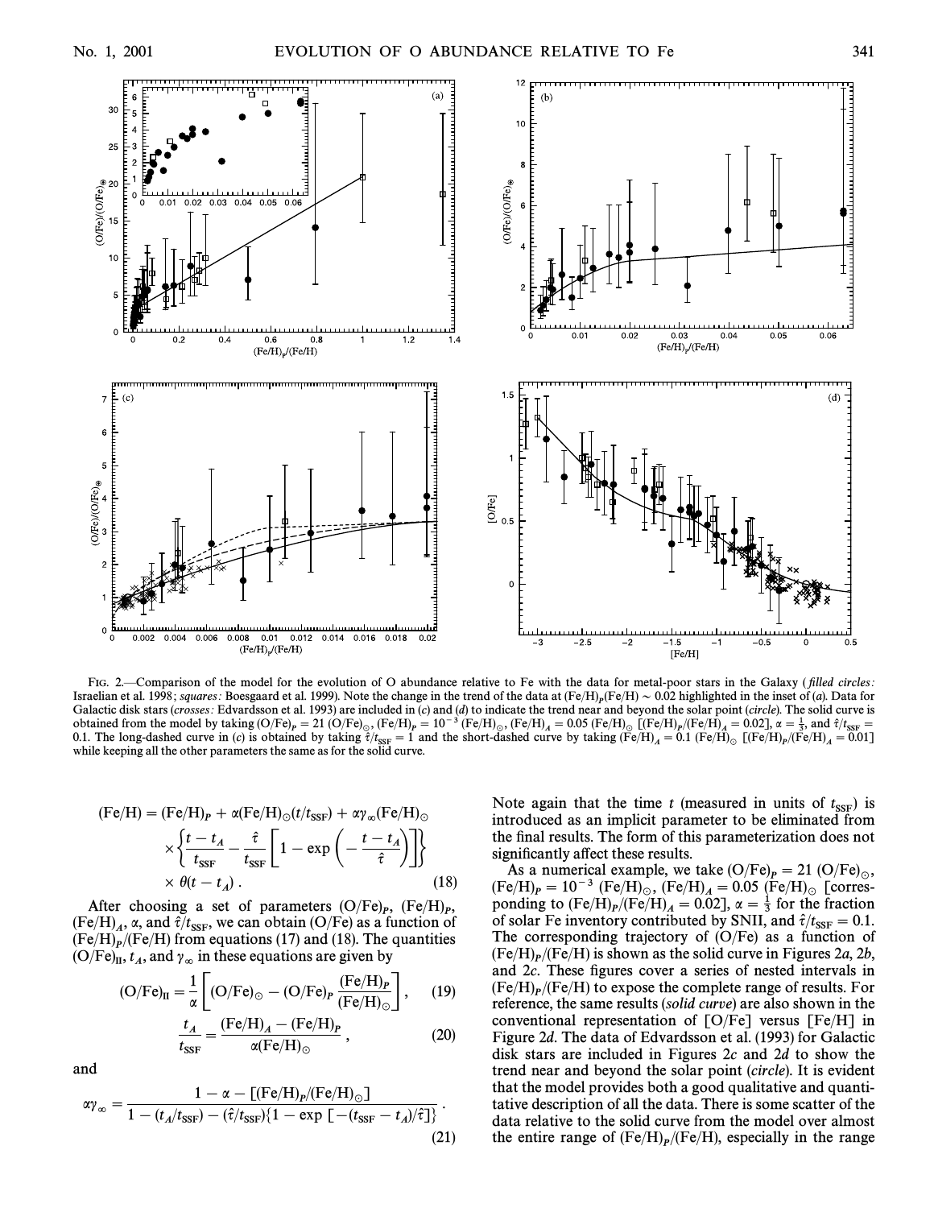FIG. 2.—Comparison of the model for the evolution of O abundance relative to Fe with the data for metal-poor stars in the Galaxy (*filled circles*: Israelian et al. 1998; *squares*: Boesgaard et al. 1999). Note the change in the trend of the data at $(\mathrm{Fe/H})_P/(\mathrm{Fe/H}) \sim 0.02$ highlighted in the inset of (*a*). Data for Galactic disk stars (*crosses*: Edvardsson et al. 1993) are included in (*c*) and (*d*) to indicate the trend near and beyond the solar point (*circle*). The solid curve is obtained from the model by taking $(\mathrm{O/Fe})_P = 21\,(\mathrm{O/Fe})_\odot$, $(\mathrm{Fe/H})_P = 10^{-3}\,(\mathrm{Fe/H})_\odot$, $(\mathrm{Fe/H})_A = 0.05\,(\mathrm{Fe/H})_\odot$ $[(\mathrm{Fe/H})_P/(\mathrm{Fe/H})_A = 0.02]$, $\alpha = \frac{1}{3}$, and $\hat{\tau}/t_{\mathrm{SSF}} = 0.1$. The long-dashed curve in (*c*) is obtained by taking $\hat{\tau}/t_{\mathrm{SSF}} = 1$ and the short-dashed curve by taking $(\mathrm{Fe/H})_A = 0.1\,(\mathrm{Fe/H})_\odot$ $[(\mathrm{Fe/H})_P/(\mathrm{Fe/H})_A = 0.01]$ while keeping all the other parameters the same as for the solid curve.

$$
\begin{aligned}
(\mathrm{Fe/H}) = {} & (\mathrm{Fe/H})_P + \alpha(\mathrm{Fe/H})_\odot(t/t_{\mathrm{SSF}}) + \alpha\gamma_\infty(\mathrm{Fe/H})_\odot \\
& \times \left\{\frac{t - t_A}{t_{\mathrm{SSF}}} - \frac{\hat{\tau}}{t_{\mathrm{SSF}}}\left[1 - \exp\left(-\frac{t - t_A}{\hat{\tau}}\right)\right]\right\} \\
& \times \theta(t - t_A)\,.
\end{aligned} \tag{18}
$$

After choosing a set of parameters $(\mathrm{O/Fe})_P$, $(\mathrm{Fe/H})_P$, $(\mathrm{Fe/H})_A$, $\alpha$, and $\hat{\tau}/t_{\mathrm{SSF}}$, we can obtain (O/Fe) as a function of $(\mathrm{Fe/H})_P/(\mathrm{Fe/H})$ from equations (17) and (18). The quantities $(\mathrm{O/Fe})_{\mathrm{II}}$, $t_A$, and $\gamma_\infty$ in these equations are given by

$$
(\mathrm{O/Fe})_{\mathrm{II}} = \frac{1}{\alpha}\left[(\mathrm{O/Fe})_\odot - (\mathrm{O/Fe})_P\,\frac{(\mathrm{Fe/H})_P}{(\mathrm{Fe/H})_\odot}\right], \tag{19}
$$

$$
\frac{t_A}{t_{\mathrm{SSF}}} = \frac{(\mathrm{Fe/H})_A - (\mathrm{Fe/H})_P}{\alpha(\mathrm{Fe/H})_\odot}\,, \tag{20}
$$

and

$$
\alpha\gamma_\infty = \frac{1 - \alpha - [(\mathrm{Fe/H})_P/(\mathrm{Fe/H})_\odot]}{1 - (t_A/t_{\mathrm{SSF}}) - (\hat{\tau}/t_{\mathrm{SSF}})\{1 - \exp\,[-(t_{\mathrm{SSF}} - t_A)/\hat{\tau}]\}}\,. \tag{21}
$$

Note again that the time $t$ (measured in units of $t_{\mathrm{SSF}}$) is introduced as an implicit parameter to be eliminated from the final results. The form of this parameterization does not significantly affect these results.

As a numerical example, we take $(\mathrm{O/Fe})_P = 21\,(\mathrm{O/Fe})_\odot$, $(\mathrm{Fe/H})_P = 10^{-3}\,(\mathrm{Fe/H})_\odot$, $(\mathrm{Fe/H})_A = 0.05\,(\mathrm{Fe/H})_\odot$ [corresponding to $(\mathrm{Fe/H})_P/(\mathrm{Fe/H})_A = 0.02$], $\alpha = \frac{1}{3}$ for the fraction of solar Fe inventory contributed by SNII, and $\hat{\tau}/t_{\mathrm{SSF}} = 0.1$. The corresponding trajectory of (O/Fe) as a function of $(\mathrm{Fe/H})_P/(\mathrm{Fe/H})$ is shown as the solid curve in Figures 2*a*, 2*b*, and 2*c*. These figures cover a series of nested intervals in $(\mathrm{Fe/H})_P/(\mathrm{Fe/H})$ to expose the complete range of results. For reference, the same results (*solid curve*) are also shown in the conventional representation of [O/Fe] versus [Fe/H] in Figure 2*d*. The data of Edvardsson et al. (1993) for Galactic disk stars are included in Figures 2*c* and 2*d* to show the trend near and beyond the solar point (*circle*). It is evident that the model provides both a good qualitative and quantitative description of all the data. There is some scatter of the data relative to the solid curve from the model over almost the entire range of $(\mathrm{Fe/H})_P/(\mathrm{Fe/H})$, especially in the range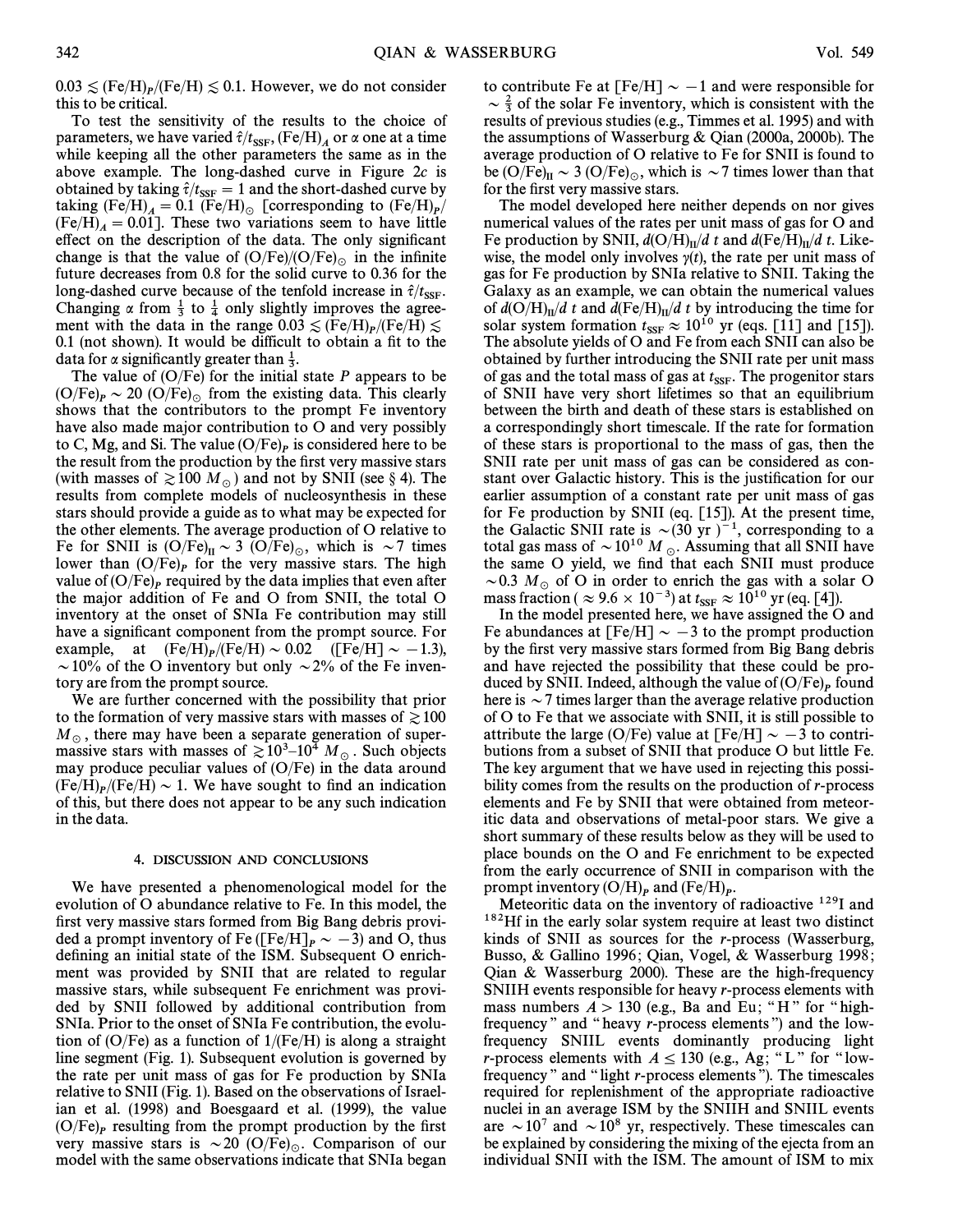$0.03 \lesssim (\mathrm{Fe/H})_P/(\mathrm{Fe/H}) \lesssim 0.1$. However, we do not consider this to be critical.

To test the sensitivity of the results to the choice of parameters, we have varied $\hat{\tau}/t_{\mathrm{SSF}}$, $(\mathrm{Fe/H})_A$ or $\alpha$ one at a time while keeping all the other parameters the same as in the above example. The long-dashed curve in Figure 2c is obtained by taking $\hat{\tau}/t_{\mathrm{SSF}} = 1$ and the short-dashed curve by taking $(\mathrm{Fe/H})_A = 0.1\ (\mathrm{Fe/H})_\odot$ [corresponding to $(\mathrm{Fe/H})_P/(\mathrm{Fe/H})_A = 0.01$]. These two variations seem to have little effect on the description of the data. The only significant change is that the value of $(\mathrm{O/Fe})/(\mathrm{O/Fe})_\odot$ in the infinite future decreases from 0.8 for the solid curve to 0.36 for the long-dashed curve because of the tenfold increase in $\hat{\tau}/t_{\mathrm{SSF}}$. Changing $\alpha$ from $\frac{1}{3}$ to $\frac{1}{4}$ only slightly improves the agreement with the data in the range $0.03 \lesssim (\mathrm{Fe/H})_P/(\mathrm{Fe/H}) \lesssim 0.1$ (not shown). It would be difficult to obtain a fit to the data for $\alpha$ significantly greater than $\frac{1}{3}$.

The value of (O/Fe) for the initial state $P$ appears to be $(\mathrm{O/Fe})_P \sim 20\ (\mathrm{O/Fe})_\odot$ from the existing data. This clearly shows that the contributors to the prompt Fe inventory have also made major contribution to O and very possibly to C, Mg, and Si. The value $(\mathrm{O/Fe})_P$ is considered here to be the result from the production by the first very massive stars (with masses of $\gtrsim 100\ M_\odot$) and not by SNII (see § 4). The results from complete models of nucleosynthesis in these stars should provide a guide as to what may be expected for the other elements. The average production of O relative to Fe for SNII is $(\mathrm{O/Fe})_{\mathrm{II}} \sim 3\ (\mathrm{O/Fe})_\odot$, which is $\sim 7$ times lower than $(\mathrm{O/Fe})_P$ for the very massive stars. The high value of $(\mathrm{O/Fe})_P$ required by the data implies that even after the major addition of Fe and O from SNII, the total O inventory at the onset of SNIa Fe contribution may still have a significant component from the prompt source. For example, at $(\mathrm{Fe/H})_P/(\mathrm{Fe/H}) \sim 0.02$ ([Fe/H] $\sim -1.3$), $\sim 10\%$ of the O inventory but only $\sim 2\%$ of the Fe inventory are from the prompt source.

We are further concerned with the possibility that prior to the formation of very massive stars with masses of $\gtrsim 100\ M_\odot$, there may have been a separate generation of supermassive stars with masses of $\gtrsim 10^3$–$10^4\ M_\odot$. Such objects may produce peculiar values of (O/Fe) in the data around $(\mathrm{Fe/H})_P/(\mathrm{Fe/H}) \sim 1$. We have sought to find an indication of this, but there does not appear to be any such indication in the data.

## 4. DISCUSSION AND CONCLUSIONS

We have presented a phenomenological model for the evolution of O abundance relative to Fe. In this model, the first very massive stars formed from Big Bang debris provided a prompt inventory of Fe ($[\mathrm{Fe/H}]_P \sim -3$) and O, thus defining an initial state of the ISM. Subsequent O enrichment was provided by SNII that are related to regular massive stars, while subsequent Fe enrichment was provided by SNII followed by additional contribution from SNIa. Prior to the onset of SNIa Fe contribution, the evolution of (O/Fe) as a function of 1/(Fe/H) is along a straight line segment (Fig. 1). Subsequent evolution is governed by the rate per unit mass of gas for Fe production by SNIa relative to SNII (Fig. 1). Based on the observations of Israelian et al. (1998) and Boesgaard et al. (1999), the value $(\mathrm{O/Fe})_P$ resulting from the prompt production by the first very massive stars is $\sim 20\ (\mathrm{O/Fe})_\odot$. Comparison of our model with the same observations indicate that SNIa began to contribute Fe at [Fe/H] $\sim -1$ and were responsible for $\sim \frac{2}{3}$ of the solar Fe inventory, which is consistent with the results of previous studies (e.g., Timmes et al. 1995) and with the assumptions of Wasserburg & Qian (2000a, 2000b). The average production of O relative to Fe for SNII is found to be $(\mathrm{O/Fe})_{\mathrm{II}} \sim 3\ (\mathrm{O/Fe})_\odot$, which is $\sim 7$ times lower than that for the first very massive stars.

The model developed here neither depends on nor gives numerical values of the rates per unit mass of gas for O and Fe production by SNII, $d(\mathrm{O/H})_{\mathrm{II}}/d\,t$ and $d(\mathrm{Fe/H})_{\mathrm{II}}/d\,t$. Likewise, the model only involves $\gamma(t)$, the rate per unit mass of gas for Fe production by SNIa relative to SNII. Taking the Galaxy as an example, we can obtain the numerical values of $d(\mathrm{O/H})_{\mathrm{II}}/d\,t$ and $d(\mathrm{Fe/H})_{\mathrm{II}}/d\,t$ by introducing the time for solar system formation $t_{\mathrm{SSF}} \approx 10^{10}$ yr (eqs. [11] and [15]). The absolute yields of O and Fe from each SNII can also be obtained by further introducing the SNII rate per unit mass of gas and the total mass of gas at $t_{\mathrm{SSF}}$. The progenitor stars of SNII have very short lifetimes so that an equilibrium between the birth and death of these stars is established on a correspondingly short timescale. If the rate for formation of these stars is proportional to the mass of gas, then the SNII rate per unit mass of gas can be considered as constant over Galactic history. This is the justification for our earlier assumption of a constant rate per unit mass of gas for Fe production by SNII (eq. [15]). At the present time, the Galactic SNII rate is $\sim (30\ \mathrm{yr})^{-1}$, corresponding to a total gas mass of $\sim 10^{10}\ M_\odot$. Assuming that all SNII have the same O yield, we find that each SNII must produce $\sim 0.3\ M_\odot$ of O in order to enrich the gas with a solar O mass fraction ($\approx 9.6 \times 10^{-3}$) at $t_{\mathrm{SSF}} \approx 10^{10}$ yr (eq. [4]).

In the model presented here, we have assigned the O and Fe abundances at [Fe/H] $\sim -3$ to the prompt production by the first very massive stars formed from Big Bang debris and have rejected the possibility that these could be produced by SNII. Indeed, although the value of $(\mathrm{O/Fe})_P$ found here is $\sim 7$ times larger than the average relative production of O to Fe that we associate with SNII, it is still possible to attribute the large (O/Fe) value at [Fe/H] $\sim -3$ to contributions from a subset of SNII that produce O but little Fe. The key argument that we have used in rejecting this possibility comes from the results on the production of $r$-process elements and Fe by SNII that were obtained from meteoritic data and observations of metal-poor stars. We give a short summary of these results below as they will be used to place bounds on the O and Fe enrichment to be expected from the early occurrence of SNII in comparison with the prompt inventory $(\mathrm{O/H})_P$ and $(\mathrm{Fe/H})_P$.

Meteoritic data on the inventory of radioactive $^{129}$I and $^{182}$Hf in the early solar system require at least two distinct kinds of SNII as sources for the $r$-process (Wasserburg, Busso, & Gallino 1996; Qian, Vogel, & Wasserburg 1998; Qian & Wasserburg 2000). These are the high-frequency SNIIH events responsible for heavy $r$-process elements with mass numbers $A > 130$ (e.g., Ba and Eu; "H" for "high-frequency" and "heavy $r$-process elements") and the low-frequency SNIIL events dominantly producing light $r$-process elements with $A \lesssim 130$ (e.g., Ag; "L" for "low-frequency" and "light $r$-process elements"). The timescales required for replenishment of the appropriate radioactive nuclei in an average ISM by the SNIIH and SNIIL events are $\sim 10^7$ and $\sim 10^8$ yr, respectively. These timescales can be explained by considering the mixing of the ejecta from an individual SNII with the ISM. The amount of ISM to mix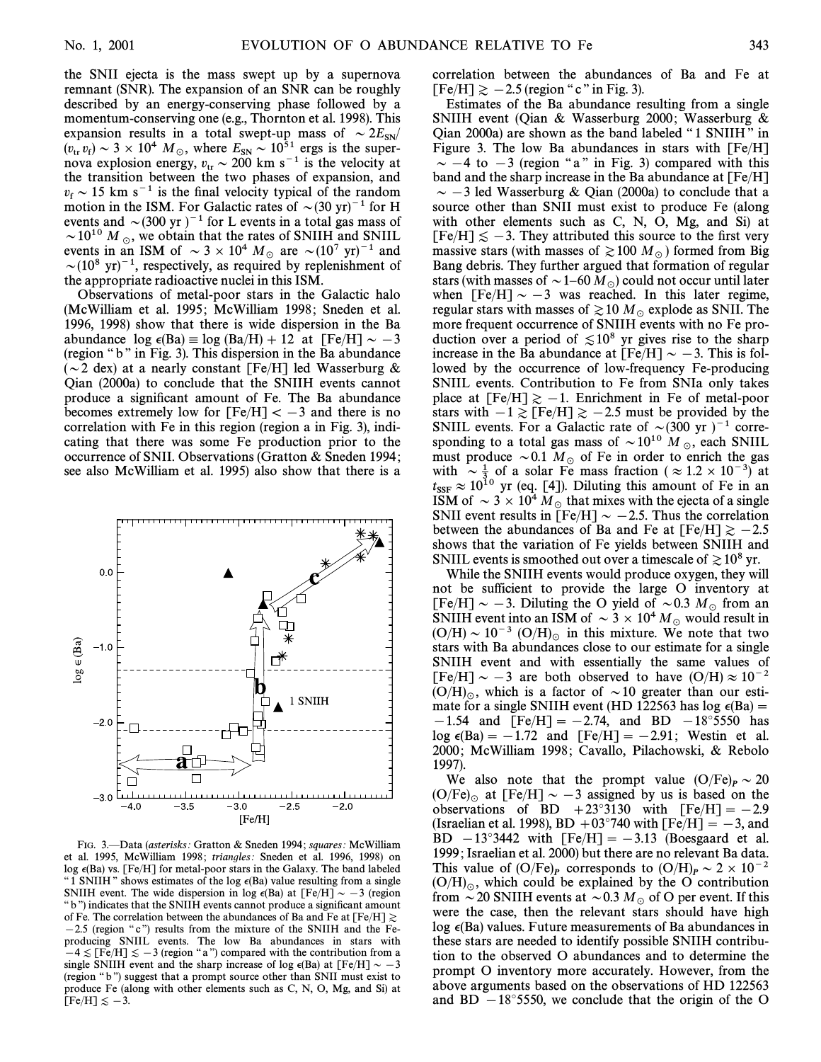the SNII ejecta is the mass swept up by a supernova remnant (SNR). The expansion of an SNR can be roughly described by an energy-conserving phase followed by a momentum-conserving one (e.g., Thornton et al. 1998). This expansion results in a total swept-up mass of $\sim 2E_{SN}/(v_{tr} v_f) \sim 3 \times 10^4\ M_\odot$, where $E_{SN} \sim 10^{51}$ ergs is the supernova explosion energy, $v_{tr} \sim 200$ km s$^{-1}$ is the velocity at the transition between the two phases of expansion, and $v_f \sim 15$ km s$^{-1}$ is the final velocity typical of the random motion in the ISM. For Galactic rates of $\sim (30\ \mathrm{yr})^{-1}$ for H events and $\sim (300\ \mathrm{yr})^{-1}$ for L events in a total gas mass of $\sim 10^{10}\ M_\odot$, we obtain that the rates of SNIIH and SNIIL events in an ISM of $\sim 3 \times 10^4\ M_\odot$ are $\sim (10^7\ \mathrm{yr})^{-1}$ and $\sim (10^8\ \mathrm{yr})^{-1}$, respectively, as required by replenishment of the appropriate radioactive nuclei in this ISM.

Observations of metal-poor stars in the Galactic halo (McWilliam et al. 1995; McWilliam 1998; Sneden et al. 1996, 1998) show that there is wide dispersion in the Ba abundance $\log \epsilon(\mathrm{Ba}) \equiv \log (\mathrm{Ba/H}) + 12$ at $[\mathrm{Fe/H}] \sim -3$ (region "b" in Fig. 3). This dispersion in the Ba abundance ($\sim 2$ dex) at a nearly constant [Fe/H] led Wasserburg & Qian (2000a) to conclude that the SNIIH events cannot produce a significant amount of Fe. The Ba abundance becomes extremely low for $[\mathrm{Fe/H}] < -3$ and there is no correlation with Fe in this region (region a in Fig. 3), indicating that there was some Fe production prior to the occurrence of SNII. Observations (Gratton & Sneden 1994; see also McWilliam et al. 1995) also show that there is a correlation between the abundances of Ba and Fe at $[\mathrm{Fe/H}] \gtrsim -2.5$ (region "c" in Fig. 3).

FIG. 3.—Data (*asterisks:* Gratton & Sneden 1994; *squares:* McWilliam et al. 1995, McWilliam 1998; *triangles:* Sneden et al. 1996, 1998) on $\log \epsilon(\mathrm{Ba})$ vs. [Fe/H] for metal-poor stars in the Galaxy. The band labeled "1 SNIIH" shows estimates of the $\log \epsilon(\mathrm{Ba})$ value resulting from a single SNIIH event. The wide dispersion in $\log \epsilon(\mathrm{Ba})$ at $[\mathrm{Fe/H}] \sim -3$ (region "b") indicates that the SNIIH events cannot produce a significant amount of Fe. The correlation between the abundances of Ba and Fe at $[\mathrm{Fe/H}] \gtrsim -2.5$ (region "c") results from the mixture of the SNIIH and the Fe-producing SNIIL events. The low Ba abundances in stars with $-4 \lesssim [\mathrm{Fe/H}] \lesssim -3$ (region "a") compared with the contribution from a single SNIIH event and the sharp increase of $\log \epsilon(\mathrm{Ba})$ at $[\mathrm{Fe/H}] \sim -3$ (region "b") suggest that a prompt source other than SNII must exist to produce Fe (along with other elements such as C, N, O, Mg, and Si) at $[\mathrm{Fe/H}] \lesssim -3$.

Estimates of the Ba abundance resulting from a single SNIIH event (Qian & Wasserburg 2000; Wasserburg & Qian 2000a) are shown as the band labeled "1 SNIIH" in Figure 3. The low Ba abundances in stars with $[\mathrm{Fe/H}] \sim -4$ to $-3$ (region "a" in Fig. 3) compared with this band and the sharp increase in the Ba abundance at $[\mathrm{Fe/H}] \sim -3$ led Wasserburg & Qian (2000a) to conclude that a source other than SNII must exist to produce Fe (along with other elements such as C, N, O, Mg, and Si) at $[\mathrm{Fe/H}] \lesssim -3$. They attributed this source to the first very massive stars (with masses of $\gtrsim 100\ M_\odot$) formed from Big Bang debris. They further argued that formation of regular stars (with masses of $\sim 1$–$60\ M_\odot$) could not occur until later when $[\mathrm{Fe/H}] \sim -3$ was reached. In this later regime, regular stars with masses of $\gtrsim 10\ M_\odot$ explode as SNII. The more frequent occurrence of SNIIH events with no Fe production over a period of $\lesssim 10^8$ yr gives rise to the sharp increase in the Ba abundance at $[\mathrm{Fe/H}] \sim -3$. This is followed by the occurrence of low-frequency Fe-producing SNIIL events. Contribution to Fe from SNIa only takes place at $[\mathrm{Fe/H}] \gtrsim -1$. Enrichment in Fe of metal-poor stars with $-1 \gtrsim [\mathrm{Fe/H}] \gtrsim -2.5$ must be provided by the SNIIL events. For a Galactic rate of $\sim (300\ \mathrm{yr})^{-1}$ corresponding to a total gas mass of $\sim 10^{10}\ M_\odot$, each SNIIL must produce $\sim 0.1\ M_\odot$ of Fe in order to enrich the gas with $\sim \frac{1}{3}$ of a solar Fe mass fraction ($\approx 1.2 \times 10^{-3}$) at $t_{SSF} \approx 10^{10}$ yr (eq. [4]). Diluting this amount of Fe in an ISM of $\sim 3 \times 10^4\ M_\odot$ that mixes with the ejecta of a single SNII event results in $[\mathrm{Fe/H}] \sim -2.5$. Thus the correlation between the abundances of Ba and Fe at $[\mathrm{Fe/H}] \gtrsim -2.5$ shows that the variation of Fe yields between SNIIH and SNIIL events is smoothed out over a timescale of $\gtrsim 10^8$ yr.

While the SNIIH events would produce oxygen, they will not be sufficient to provide the large O inventory at $[\mathrm{Fe/H}] \sim -3$. Diluting the O yield of $\sim 0.3\ M_\odot$ from an SNIIH event into an ISM of $\sim 3 \times 10^4\ M_\odot$ would result in $(\mathrm{O/H}) \sim 10^{-3}\ (\mathrm{O/H})_\odot$ in this mixture. We note that two stars with Ba abundances close to our estimate for a single SNIIH event and with essentially the same values of $[\mathrm{Fe/H}] \sim -3$ are both observed to have $(\mathrm{O/H}) \approx 10^{-2}\ (\mathrm{O/H})_\odot$, which is a factor of $\sim 10$ greater than our estimate for a single SNIIH event (HD 122563 has $\log \epsilon(\mathrm{Ba}) = -1.54$ and $[\mathrm{Fe/H}] = -2.74$, and BD $-18°5550$ has $\log \epsilon(\mathrm{Ba}) = -1.72$ and $[\mathrm{Fe/H}] = -2.91$; Westin et al. 2000; McWilliam 1998; Cavallo, Pilachowski, & Rebolo 1997).

We also note that the prompt value $(\mathrm{O/Fe})_P \sim 20\ (\mathrm{O/Fe})_\odot$ at $[\mathrm{Fe/H}] \sim -3$ assigned by us is based on the observations of BD $+23°3130$ with $[\mathrm{Fe/H}] = -2.9$ (Israelian et al. 1998), BD $+03°740$ with $[\mathrm{Fe/H}] = -3$, and BD $-13°3442$ with $[\mathrm{Fe/H}] = -3.13$ (Boesgaard et al. 1999; Israelian et al. 2000) but there are no relevant Ba data. This value of $(\mathrm{O/Fe})_P$ corresponds to $(\mathrm{O/H})_P \sim 2 \times 10^{-2}\ (\mathrm{O/H})_\odot$, which could be explained by the O contribution from $\sim 20$ SNIIH events at $\sim 0.3\ M_\odot$ of O per event. If this were the case, then the relevant stars should have high $\log \epsilon(\mathrm{Ba})$ values. Future measurements of Ba abundances in these stars are needed to identify possible SNIIH contribution to the observed O abundances and to determine the prompt O inventory more accurately. However, from the above arguments based on the observations of HD 122563 and BD $-18°5550$, we conclude that the origin of the O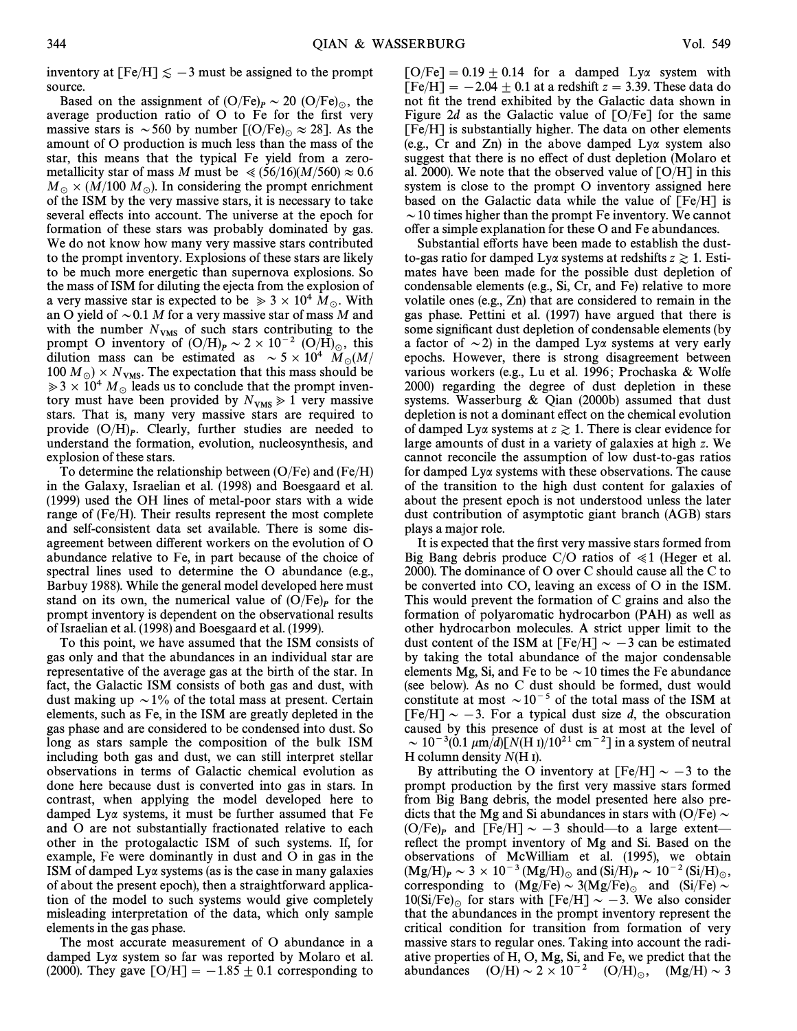inventory at [Fe/H] $\lesssim -3$ must be assigned to the prompt source.

Based on the assignment of $(O/Fe)_P \sim 20\ (O/Fe)_\odot$, the average production ratio of O to Fe for the first very massive stars is $\sim 560$ by number $[(O/Fe)_\odot \approx 28]$. As the amount of O production is much less than the mass of the star, this means that the typical Fe yield from a zero-metallicity star of mass $M$ must be $\ll (56/16)(M/560) \approx 0.6\ M_\odot \times (M/100\ M_\odot)$. In considering the prompt enrichment of the ISM by the very massive stars, it is necessary to take several effects into account. The universe at the epoch for formation of these stars was probably dominated by gas. We do not know how many very massive stars contributed to the prompt inventory. Explosions of these stars are likely to be much more energetic than supernova explosions. So the mass of ISM for diluting the ejecta from the explosion of a very massive star is expected to be $\gg 3 \times 10^4\ M_\odot$. With an O yield of $\sim 0.1\ M$ for a very massive star of mass $M$ and with the number $N_{VMS}$ of such stars contributing to the prompt O inventory of $(O/H)_P \sim 2 \times 10^{-2}\ (O/H)_\odot$, this dilution mass can be estimated as $\sim 5 \times 10^4\ M_\odot(M/100\ M_\odot) \times N_{VMS}$. The expectation that this mass should be $\gg 3 \times 10^4\ M_\odot$ leads us to conclude that the prompt inventory must have been provided by $N_{VMS} \gg 1$ very massive stars. That is, many very massive stars are required to provide $(O/H)_P$. Clearly, further studies are needed to understand the formation, evolution, nucleosynthesis, and explosion of these stars.

To determine the relationship between (O/Fe) and (Fe/H) in the Galaxy, Israelian et al. (1998) and Boesgaard et al. (1999) used the OH lines of metal-poor stars with a wide range of (Fe/H). Their results represent the most complete and self-consistent data set available. There is some disagreement between different workers on the evolution of O abundance relative to Fe, in part because of the choice of spectral lines used to determine the O abundance (e.g., Barbuy 1988). While the general model developed here must stand on its own, the numerical value of $(O/Fe)_P$ for the prompt inventory is dependent on the observational results of Israelian et al. (1998) and Boesgaard et al. (1999).

To this point, we have assumed that the ISM consists of gas only and that the abundances in an individual star are representative of the average gas at the birth of the star. In fact, the Galactic ISM consists of both gas and dust, with dust making up $\sim 1\%$ of the total mass at present. Certain elements, such as Fe, in the ISM are greatly depleted in the gas phase and are considered to be condensed into dust. So long as stars sample the composition of the bulk ISM including both gas and dust, we can still interpret stellar observations in terms of Galactic chemical evolution as done here because dust is converted into gas in stars. In contrast, when applying the model developed here to damped Ly$\alpha$ systems, it must be further assumed that Fe and O are not substantially fractionated relative to each other in the protogalactic ISM of such systems. If, for example, Fe were dominantly in dust and O in gas in the ISM of damped Ly$\alpha$ systems (as is the case in many galaxies of about the present epoch), then a straightforward application of the model to such systems would give completely misleading interpretation of the data, which only sample elements in the gas phase.

The most accurate measurement of O abundance in a damped Ly$\alpha$ system so far was reported by Molaro et al. (2000). They gave $[O/H] = -1.85 \pm 0.1$ corresponding to $[O/Fe] = 0.19 \pm 0.14$ for a damped Ly$\alpha$ system with $[Fe/H] = -2.04 \pm 0.1$ at a redshift $z = 3.39$. These data do not fit the trend exhibited by the Galactic data shown in Figure 2*d* as the Galactic value of [O/Fe] for the same [Fe/H] is substantially higher. The data on other elements (e.g., Cr and Zn) in the above damped Ly$\alpha$ system also suggest that there is no effect of dust depletion (Molaro et al. 2000). We note that the observed value of [O/H] in this system is close to the prompt O inventory assigned here based on the Galactic data while the value of [Fe/H] is $\sim 10$ times higher than the prompt Fe inventory. We cannot offer a simple explanation for these O and Fe abundances.

Substantial efforts have been made to establish the dust-to-gas ratio for damped Ly$\alpha$ systems at redshifts $z \gtrsim 1$. Estimates have been made for the possible dust depletion of condensable elements (e.g., Si, Cr, and Fe) relative to more volatile ones (e.g., Zn) that are considered to remain in the gas phase. Pettini et al. (1997) have argued that there is some significant dust depletion of condensable elements (by a factor of $\sim 2$) in the damped Ly$\alpha$ systems at very early epochs. However, there is strong disagreement between various workers (e.g., Lu et al. 1996; Prochaska & Wolfe 2000) regarding the degree of dust depletion in these systems. Wasserburg & Qian (2000b) assumed that dust depletion is not a dominant effect on the chemical evolution of damped Ly$\alpha$ systems at $z \gtrsim 1$. There is clear evidence for large amounts of dust in a variety of galaxies at high $z$. We cannot reconcile the assumption of low dust-to-gas ratios for damped Ly$\alpha$ systems with these observations. The cause of the transition to the high dust content for galaxies of about the present epoch is not understood unless the later dust contribution of asymptotic giant branch (AGB) stars plays a major role.

It is expected that the first very massive stars formed from Big Bang debris produce C/O ratios of $\ll 1$ (Heger et al. 2000). The dominance of O over C should cause all the C to be converted into CO, leaving an excess of O in the ISM. This would prevent the formation of C grains and also the formation of polyaromatic hydrocarbon (PAH) as well as other hydrocarbon molecules. A strict upper limit to the dust content of the ISM at $[Fe/H] \sim -3$ can be estimated by taking the total abundance of the major condensable elements Mg, Si, and Fe to be $\sim 10$ times the Fe abundance (see below). As no C dust should be formed, dust would constitute at most $\sim 10^{-5}$ of the total mass of the ISM at $[Fe/H] \sim -3$. For a typical dust size $d$, the obscuration caused by this presence of dust is at most at the level of $\sim 10^{-3}(0.1\ \mu m/d)[N(\text{H I})/10^{21}\ \text{cm}^{-2}]$ in a system of neutral H column density $N(\text{H I})$.

By attributing the O inventory at $[Fe/H] \sim -3$ to the prompt production by the first very massive stars formed from Big Bang debris, the model presented here also predicts that the Mg and Si abundances in stars with $(O/Fe) \sim (O/Fe)_P$ and $[Fe/H] \sim -3$ should—to a large extent—reflect the prompt inventory of Mg and Si. Based on the observations of McWilliam et al. (1995), we obtain $(Mg/H)_P \sim 3 \times 10^{-3}\ (Mg/H)_\odot$ and $(Si/H)_P \sim 10^{-2}\ (Si/H)_\odot$, corresponding to $(Mg/Fe) \sim 3(Mg/Fe)_\odot$ and $(Si/Fe) \sim 10(Si/Fe)_\odot$ for stars with $[Fe/H] \sim -3$. We also consider that the abundances in the prompt inventory represent the critical condition for transition from formation of very massive stars to regular ones. Taking into account the radiative properties of H, O, Mg, Si, and Fe, we predict that the abundances $(O/H) \sim 2 \times 10^{-2}\ (O/H)_\odot$, $(Mg/H) \sim 3$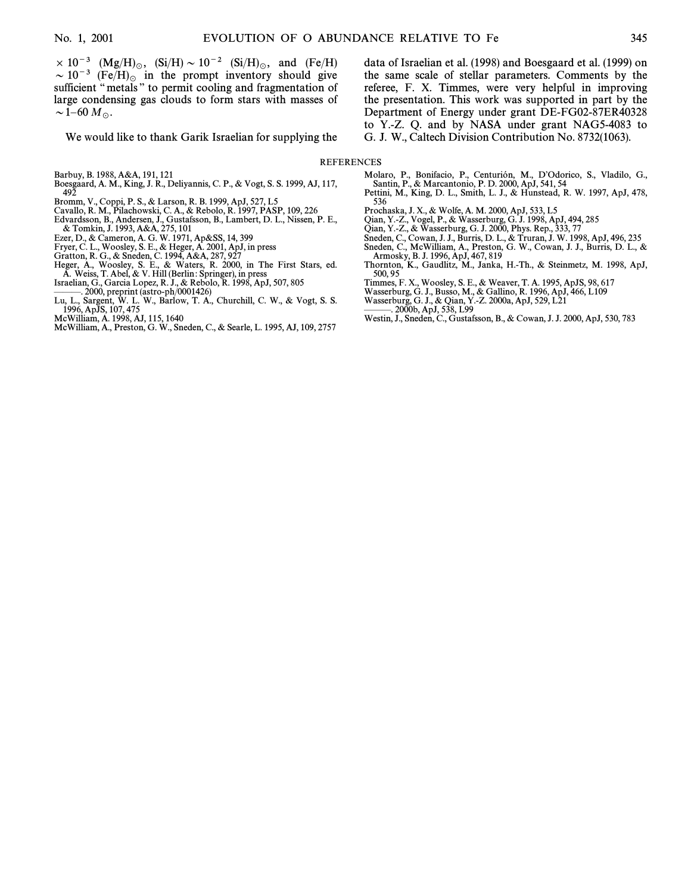$\times 10^{-3}$ $(Mg/H)_{\odot}$, $(Si/H) \sim 10^{-2}$ $(Si/H)_{\odot}$, and $(Fe/H) \sim 10^{-3}$ $(Fe/H)_{\odot}$ in the prompt inventory should give sufficient "metals" to permit cooling and fragmentation of large condensing gas clouds to form stars with masses of $\sim$1–60 $M_{\odot}$.

We would like to thank Garik Israelian for supplying the data of Israelian et al. (1998) and Boesgaard et al. (1999) on the same scale of stellar parameters. Comments by the referee, F. X. Timmes, were very helpful in improving the presentation. This work was supported in part by the Department of Energy under grant DE-FG02-87ER40328 to Y.-Z. Q. and by NASA under grant NAG5-4083 to G. J. W., Caltech Division Contribution No. 8732(1063).

## REFERENCES

Barbuy, B. 1988, A&A, 191, 121

Boesgaard, A. M., King, J. R., Deliyannis, C. P., & Vogt, S. S. 1999, AJ, 117, 492

Bromm, V., Coppi, P. S., & Larson, R. B. 1999, ApJ, 527, L5

Cavallo, R. M., Pilachowski, C. A., & Rebolo, R. 1997, PASP, 109, 226

Edvardsson, B., Andersen, J., Gustafsson, B., Lambert, D. L., Nissen, P. E., & Tomkin, J. 1993, A&A, 275, 101

Ezer, D., & Cameron, A. G. W. 1971, Ap&SS, 14, 399

Fryer, C. L., Woosley, S. E., & Heger, A. 2001, ApJ, in press

Gratton, R. G., & Sneden, C. 1994, A&A, 287, 927

Heger, A., Woosley, S. E., & Waters, R. 2000, in The First Stars, ed. A. Weiss, T. Abel, & V. Hill (Berlin: Springer), in press

Israelian, G., Garcia Lopez, R. J., & Rebolo, R. 1998, ApJ, 507, 805

———. 2000, preprint (astro-ph/0001426)

Lu, L., Sargent, W. L. W., Barlow, T. A., Churchill, C. W., & Vogt, S. S. 1996, ApJS, 107, 475

McWilliam, A. 1998, AJ, 115, 1640

McWilliam, A., Preston, G. W., Sneden, C., & Searle, L. 1995, AJ, 109, 2757

Molaro, P., Bonifacio, P., Centurión, M., D'Odorico, S., Vladilo, G., Santin, P., & Marcantonio, P. D. 2000, ApJ, 541, 54

Pettini, M., King, D. L., Smith, L. J., & Hunstead, R. W. 1997, ApJ, 478, 536

Prochaska, J. X., & Wolfe, A. M. 2000, ApJ, 533, L5

Qian, Y.-Z., Vogel, P., & Wasserburg, G. J. 1998, ApJ, 494, 285

Qian, Y.-Z., & Wasserburg, G. J. 2000, Phys. Rep., 333, 77

Sneden, C., Cowan, J. J., Burris, D. L., & Truran, J. W. 1998, ApJ, 496, 235

Sneden, C., McWilliam, A., Preston, G. W., Cowan, J. J., Burris, D. L., & Armosky, B. J. 1996, ApJ, 467, 819

Thornton, K., Gaudlitz, M., Janka, H.-Th., & Steinmetz, M. 1998, ApJ, 500, 95

Timmes, F. X., Woosley, S. E., & Weaver, T. A. 1995, ApJS, 98, 617

Wasserburg, G. J., Busso, M., & Gallino, R. 1996, ApJ, 466, L109

Wasserburg, G. J., & Qian, Y.-Z. 2000a, ApJ, 529, L21

———. 2000b, ApJ, 538, L99

Westin, J., Sneden, C., Gustafsson, B., & Cowan, J. J. 2000, ApJ, 530, 783